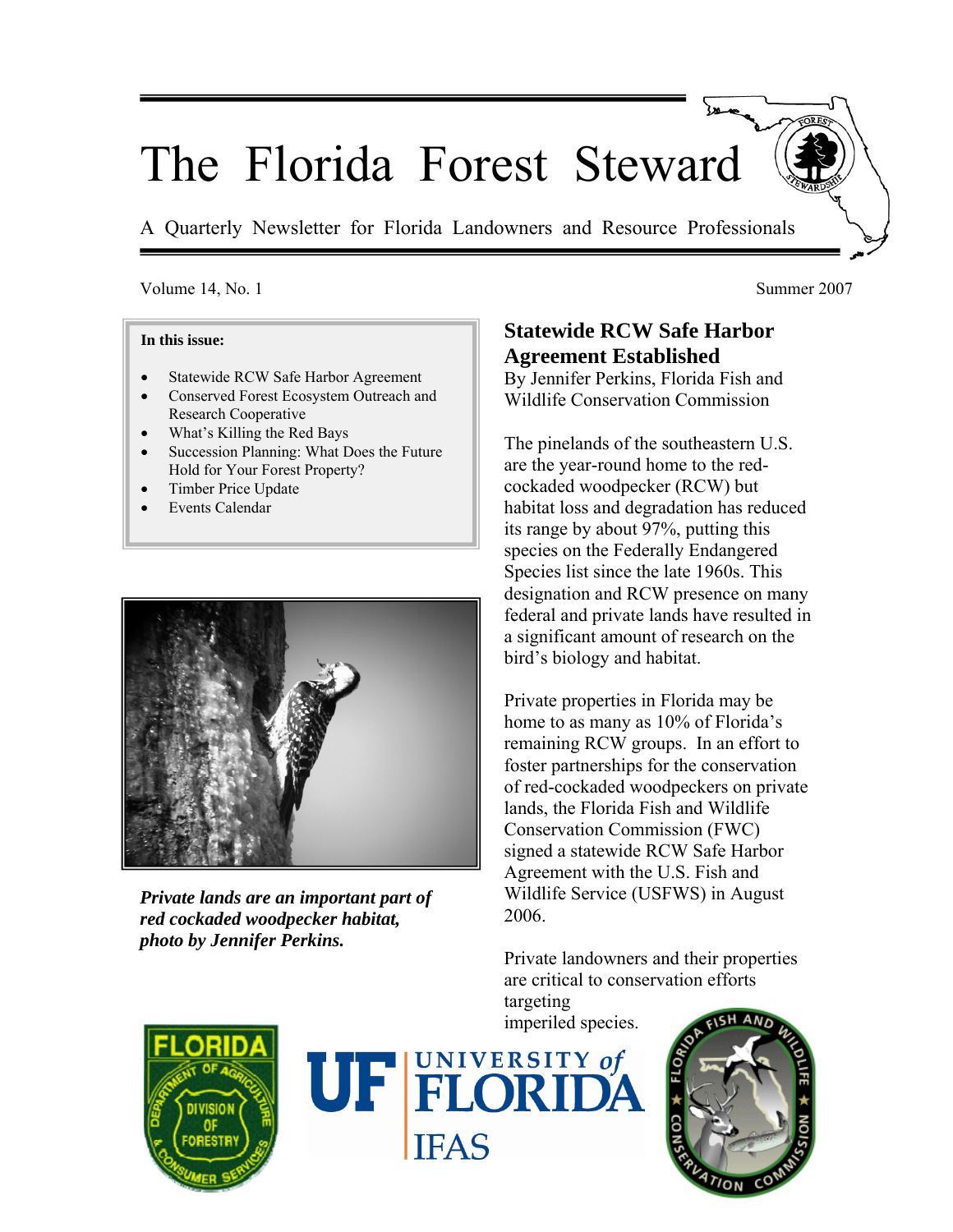# The Florida Forest Steward

A Quarterly Newsletter for Florida Landowners and Resource Professionals

Volume 14, No. 1

Summer 2007

**In this issue:**

- Statewide RCW Safe Harbor Agreement
- Conserved Forest Ecosystem Outreach and Research Cooperative
- What's Killing the Red Bays
- Succession Planning: What Does the Future Hold for Your Forest Property?
- Timber Price Update
- Events Calendar

***Private lands are an important part of red cockaded woodpecker habitat, photo by Jennifer Perkins.***

## Statewide RCW Safe Harbor Agreement Established

By Jennifer Perkins, Florida Fish and Wildlife Conservation Commission

The pinelands of the southeastern U.S. are the year-round home to the red-cockaded woodpecker (RCW) but habitat loss and degradation has reduced its range by about 97%, putting this species on the Federally Endangered Species list since the late 1960s. This designation and RCW presence on many federal and private lands have resulted in a significant amount of research on the bird's biology and habitat.

Private properties in Florida may be home to as many as 10% of Florida's remaining RCW groups. In an effort to foster partnerships for the conservation of red-cockaded woodpeckers on private lands, the Florida Fish and Wildlife Conservation Commission (FWC) signed a statewide RCW Safe Harbor Agreement with the U.S. Fish and Wildlife Service (USFWS) in August 2006.

Private landowners and their properties are critical to conservation efforts targeting imperiled species.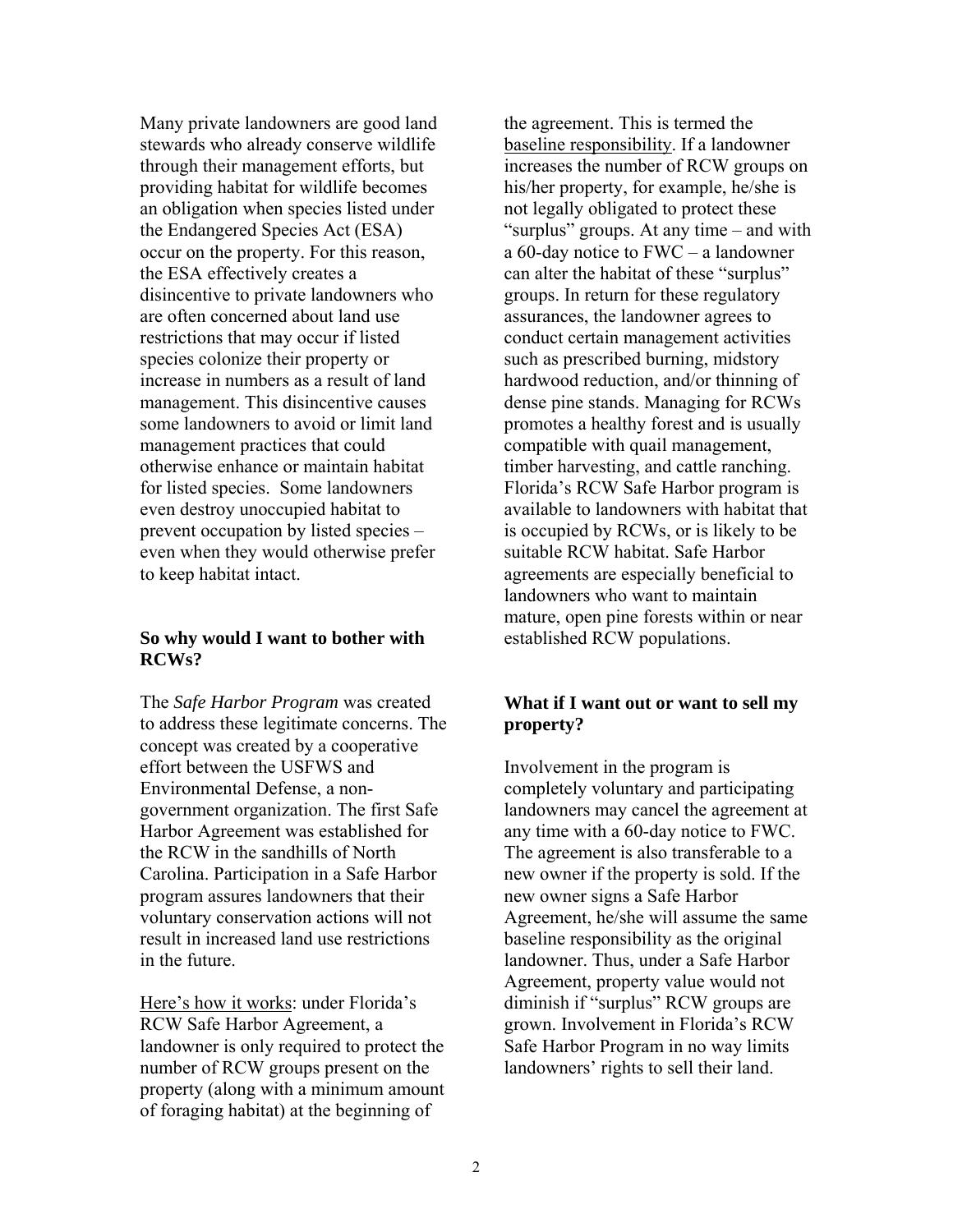Many private landowners are good land stewards who already conserve wildlife through their management efforts, but providing habitat for wildlife becomes an obligation when species listed under the Endangered Species Act (ESA) occur on the property. For this reason, the ESA effectively creates a disincentive to private landowners who are often concerned about land use restrictions that may occur if listed species colonize their property or increase in numbers as a result of land management. This disincentive causes some landowners to avoid or limit land management practices that could otherwise enhance or maintain habitat for listed species. Some landowners even destroy unoccupied habitat to prevent occupation by listed species – even when they would otherwise prefer to keep habitat intact.

### So why would I want to bother with RCWs?

The *Safe Harbor Program* was created to address these legitimate concerns. The concept was created by a cooperative effort between the USFWS and Environmental Defense, a non-government organization. The first Safe Harbor Agreement was established for the RCW in the sandhills of North Carolina. Participation in a Safe Harbor program assures landowners that their voluntary conservation actions will not result in increased land use restrictions in the future.

<u>Here's how it works</u>: under Florida's RCW Safe Harbor Agreement, a landowner is only required to protect the number of RCW groups present on the property (along with a minimum amount of foraging habitat) at the beginning of the agreement. This is termed the <u>baseline responsibility</u>. If a landowner increases the number of RCW groups on his/her property, for example, he/she is not legally obligated to protect these "surplus" groups. At any time – and with a 60-day notice to FWC – a landowner can alter the habitat of these "surplus" groups. In return for these regulatory assurances, the landowner agrees to conduct certain management activities such as prescribed burning, midstory hardwood reduction, and/or thinning of dense pine stands. Managing for RCWs promotes a healthy forest and is usually compatible with quail management, timber harvesting, and cattle ranching. Florida's RCW Safe Harbor program is available to landowners with habitat that is occupied by RCWs, or is likely to be suitable RCW habitat. Safe Harbor agreements are especially beneficial to landowners who want to maintain mature, open pine forests within or near established RCW populations.

### What if I want out or want to sell my property?

Involvement in the program is completely voluntary and participating landowners may cancel the agreement at any time with a 60-day notice to FWC. The agreement is also transferable to a new owner if the property is sold. If the new owner signs a Safe Harbor Agreement, he/she will assume the same baseline responsibility as the original landowner. Thus, under a Safe Harbor Agreement, property value would not diminish if "surplus" RCW groups are grown. Involvement in Florida's RCW Safe Harbor Program in no way limits landowners' rights to sell their land.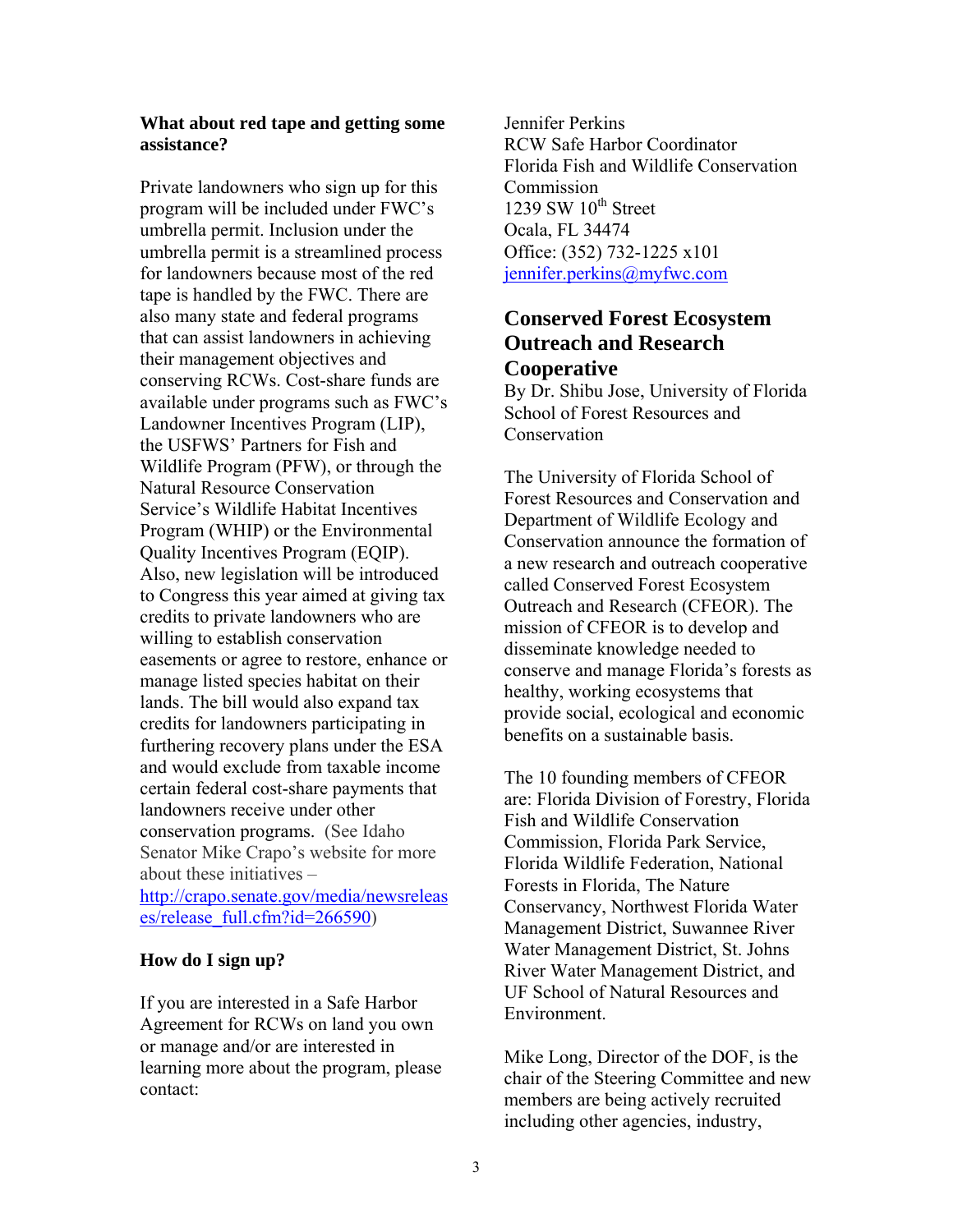**What about red tape and getting some assistance?**

Private landowners who sign up for this program will be included under FWC's umbrella permit. Inclusion under the umbrella permit is a streamlined process for landowners because most of the red tape is handled by the FWC. There are also many state and federal programs that can assist landowners in achieving their management objectives and conserving RCWs. Cost-share funds are available under programs such as FWC's Landowner Incentives Program (LIP), the USFWS' Partners for Fish and Wildlife Program (PFW), or through the Natural Resource Conservation Service's Wildlife Habitat Incentives Program (WHIP) or the Environmental Quality Incentives Program (EQIP). Also, new legislation will be introduced to Congress this year aimed at giving tax credits to private landowners who are willing to establish conservation easements or agree to restore, enhance or manage listed species habitat on their lands. The bill would also expand tax credits for landowners participating in furthering recovery plans under the ESA and would exclude from taxable income certain federal cost-share payments that landowners receive under other conservation programs. (See Idaho Senator Mike Crapo's website for more about these initiatives – http://crapo.senate.gov/media/newsreleases/release_full.cfm?id=266590)

**How do I sign up?**

If you are interested in a Safe Harbor Agreement for RCWs on land you own or manage and/or are interested in learning more about the program, please contact:

Jennifer Perkins
RCW Safe Harbor Coordinator
Florida Fish and Wildlife Conservation Commission
1239 SW 10th Street
Ocala, FL 34474
Office: (352) 732-1225 x101
jennifer.perkins@myfwc.com

## Conserved Forest Ecosystem Outreach and Research Cooperative

By Dr. Shibu Jose, University of Florida School of Forest Resources and Conservation

The University of Florida School of Forest Resources and Conservation and Department of Wildlife Ecology and Conservation announce the formation of a new research and outreach cooperative called Conserved Forest Ecosystem Outreach and Research (CFEOR). The mission of CFEOR is to develop and disseminate knowledge needed to conserve and manage Florida's forests as healthy, working ecosystems that provide social, ecological and economic benefits on a sustainable basis.

The 10 founding members of CFEOR are: Florida Division of Forestry, Florida Fish and Wildlife Conservation Commission, Florida Park Service, Florida Wildlife Federation, National Forests in Florida, The Nature Conservancy, Northwest Florida Water Management District, Suwannee River Water Management District, St. Johns River Water Management District, and UF School of Natural Resources and Environment.

Mike Long, Director of the DOF, is the chair of the Steering Committee and new members are being actively recruited including other agencies, industry,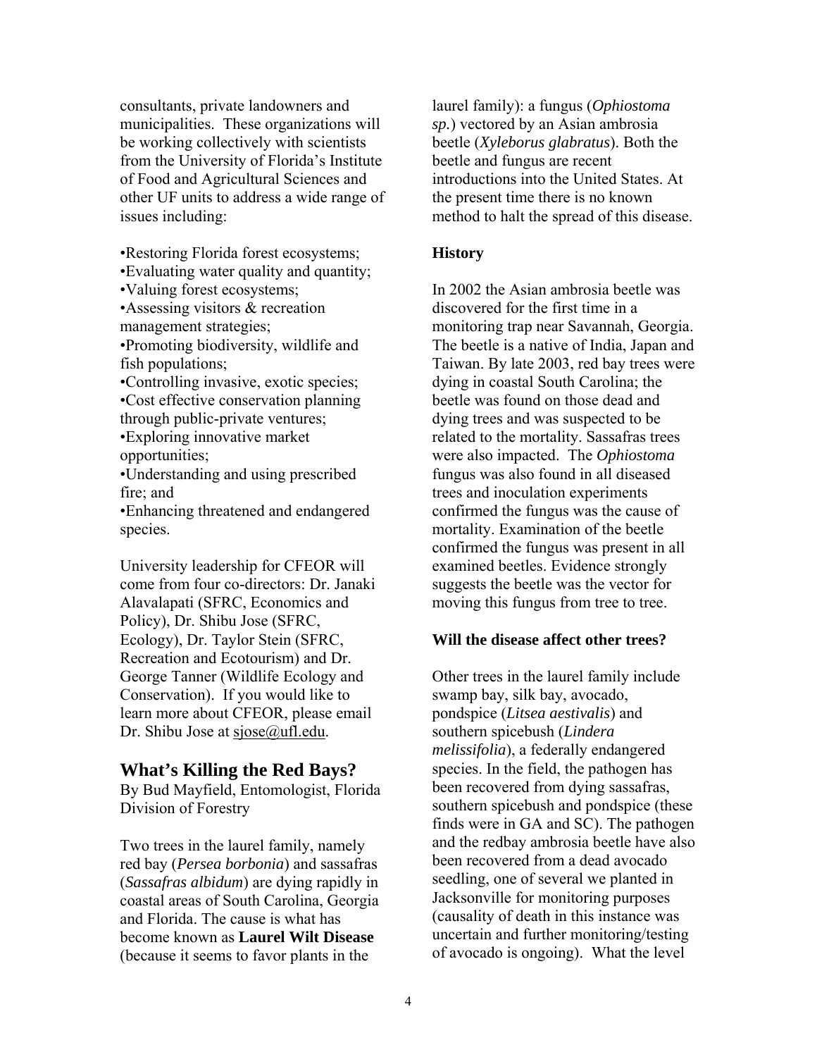consultants, private landowners and municipalities. These organizations will be working collectively with scientists from the University of Florida's Institute of Food and Agricultural Sciences and other UF units to address a wide range of issues including:

- Restoring Florida forest ecosystems;
- Evaluating water quality and quantity;
- Valuing forest ecosystems;
- Assessing visitors & recreation management strategies;
- Promoting biodiversity, wildlife and fish populations;
- Controlling invasive, exotic species;
- Cost effective conservation planning through public-private ventures;
- Exploring innovative market opportunities;
- Understanding and using prescribed fire; and
- Enhancing threatened and endangered species.

University leadership for CFEOR will come from four co-directors: Dr. Janaki Alavalapati (SFRC, Economics and Policy), Dr. Shibu Jose (SFRC, Ecology), Dr. Taylor Stein (SFRC, Recreation and Ecotourism) and Dr. George Tanner (Wildlife Ecology and Conservation). If you would like to learn more about CFEOR, please email Dr. Shibu Jose at sjose@ufl.edu.

## What's Killing the Red Bays?

By Bud Mayfield, Entomologist, Florida Division of Forestry

Two trees in the laurel family, namely red bay (*Persea borbonia*) and sassafras (*Sassafras albidum*) are dying rapidly in coastal areas of South Carolina, Georgia and Florida. The cause is what has become known as **Laurel Wilt Disease** (because it seems to favor plants in the laurel family): a fungus (*Ophiostoma sp.*) vectored by an Asian ambrosia beetle (*Xyleborus glabratus*). Both the beetle and fungus are recent introductions into the United States. At the present time there is no known method to halt the spread of this disease.

**History**

In 2002 the Asian ambrosia beetle was discovered for the first time in a monitoring trap near Savannah, Georgia. The beetle is a native of India, Japan and Taiwan. By late 2003, red bay trees were dying in coastal South Carolina; the beetle was found on those dead and dying trees and was suspected to be related to the mortality. Sassafras trees were also impacted. The *Ophiostoma* fungus was also found in all diseased trees and inoculation experiments confirmed the fungus was the cause of mortality. Examination of the beetle confirmed the fungus was present in all examined beetles. Evidence strongly suggests the beetle was the vector for moving this fungus from tree to tree.

**Will the disease affect other trees?**

Other trees in the laurel family include swamp bay, silk bay, avocado, pondspice (*Litsea aestivalis*) and southern spicebush (*Lindera melissifolia*), a federally endangered species. In the field, the pathogen has been recovered from dying sassafras, southern spicebush and pondspice (these finds were in GA and SC). The pathogen and the redbay ambrosia beetle have also been recovered from a dead avocado seedling, one of several we planted in Jacksonville for monitoring purposes (causality of death in this instance was uncertain and further monitoring/testing of avocado is ongoing). What the level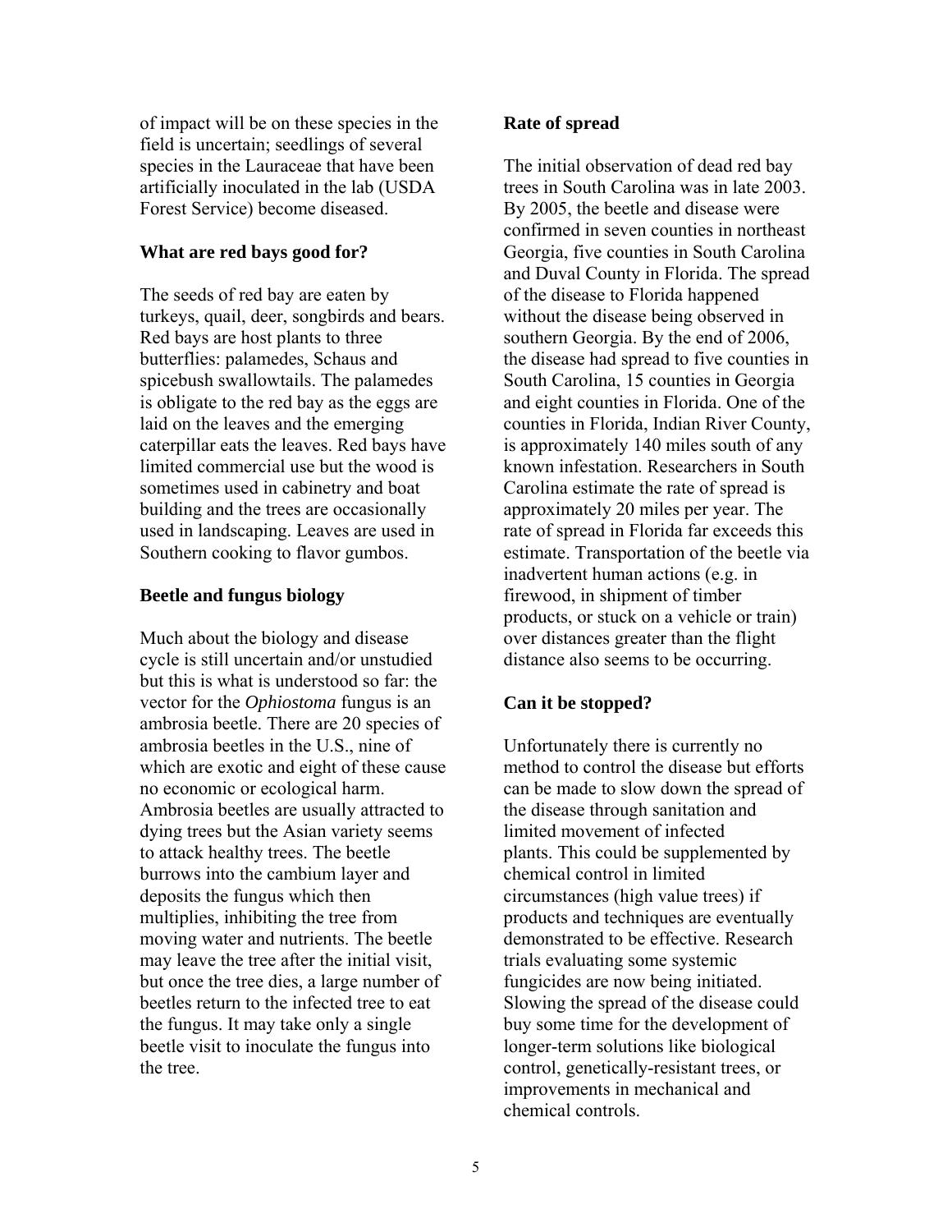of impact will be on these species in the field is uncertain; seedlings of several species in the Lauraceae that have been artificially inoculated in the lab (USDA Forest Service) become diseased.

**What are red bays good for?**

The seeds of red bay are eaten by turkeys, quail, deer, songbirds and bears. Red bays are host plants to three butterflies: palamedes, Schaus and spicebush swallowtails. The palamedes is obligate to the red bay as the eggs are laid on the leaves and the emerging caterpillar eats the leaves. Red bays have limited commercial use but the wood is sometimes used in cabinetry and boat building and the trees are occasionally used in landscaping. Leaves are used in Southern cooking to flavor gumbos.

**Beetle and fungus biology**

Much about the biology and disease cycle is still uncertain and/or unstudied but this is what is understood so far: the vector for the *Ophiostoma* fungus is an ambrosia beetle. There are 20 species of ambrosia beetles in the U.S., nine of which are exotic and eight of these cause no economic or ecological harm. Ambrosia beetles are usually attracted to dying trees but the Asian variety seems to attack healthy trees. The beetle burrows into the cambium layer and deposits the fungus which then multiplies, inhibiting the tree from moving water and nutrients. The beetle may leave the tree after the initial visit, but once the tree dies, a large number of beetles return to the infected tree to eat the fungus. It may take only a single beetle visit to inoculate the fungus into the tree.

**Rate of spread**

The initial observation of dead red bay trees in South Carolina was in late 2003. By 2005, the beetle and disease were confirmed in seven counties in northeast Georgia, five counties in South Carolina and Duval County in Florida. The spread of the disease to Florida happened without the disease being observed in southern Georgia. By the end of 2006, the disease had spread to five counties in South Carolina, 15 counties in Georgia and eight counties in Florida. One of the counties in Florida, Indian River County, is approximately 140 miles south of any known infestation. Researchers in South Carolina estimate the rate of spread is approximately 20 miles per year. The rate of spread in Florida far exceeds this estimate. Transportation of the beetle via inadvertent human actions (e.g. in firewood, in shipment of timber products, or stuck on a vehicle or train) over distances greater than the flight distance also seems to be occurring.

**Can it be stopped?**

Unfortunately there is currently no method to control the disease but efforts can be made to slow down the spread of the disease through sanitation and limited movement of infected plants. This could be supplemented by chemical control in limited circumstances (high value trees) if products and techniques are eventually demonstrated to be effective. Research trials evaluating some systemic fungicides are now being initiated. Slowing the spread of the disease could buy some time for the development of longer-term solutions like biological control, genetically-resistant trees, or improvements in mechanical and chemical controls.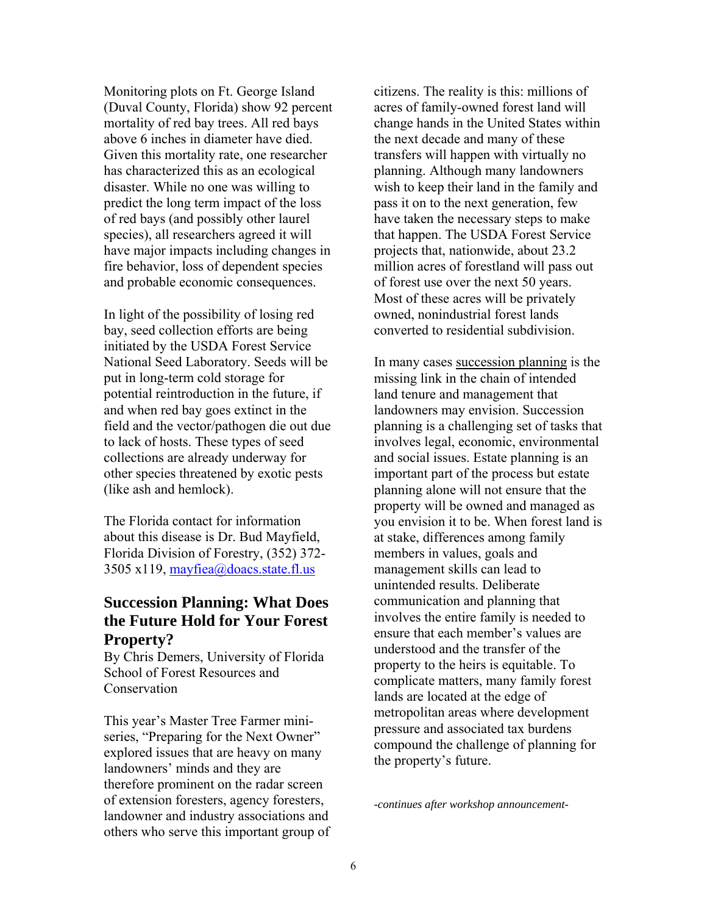Monitoring plots on Ft. George Island (Duval County, Florida) show 92 percent mortality of red bay trees. All red bays above 6 inches in diameter have died. Given this mortality rate, one researcher has characterized this as an ecological disaster. While no one was willing to predict the long term impact of the loss of red bays (and possibly other laurel species), all researchers agreed it will have major impacts including changes in fire behavior, loss of dependent species and probable economic consequences.

In light of the possibility of losing red bay, seed collection efforts are being initiated by the USDA Forest Service National Seed Laboratory. Seeds will be put in long-term cold storage for potential reintroduction in the future, if and when red bay goes extinct in the field and the vector/pathogen die out due to lack of hosts. These types of seed collections are already underway for other species threatened by exotic pests (like ash and hemlock).

The Florida contact for information about this disease is Dr. Bud Mayfield, Florida Division of Forestry, (352) 372-3505 x119, mayfiea@doacs.state.fl.us

## Succession Planning: What Does the Future Hold for Your Forest Property?

By Chris Demers, University of Florida School of Forest Resources and Conservation

This year's Master Tree Farmer mini-series, "Preparing for the Next Owner" explored issues that are heavy on many landowners' minds and they are therefore prominent on the radar screen of extension foresters, agency foresters, landowner and industry associations and others who serve this important group of citizens. The reality is this: millions of acres of family-owned forest land will change hands in the United States within the next decade and many of these transfers will happen with virtually no planning. Although many landowners wish to keep their land in the family and pass it on to the next generation, few have taken the necessary steps to make that happen. The USDA Forest Service projects that, nationwide, about 23.2 million acres of forestland will pass out of forest use over the next 50 years. Most of these acres will be privately owned, nonindustrial forest lands converted to residential subdivision.

In many cases succession planning is the missing link in the chain of intended land tenure and management that landowners may envision. Succession planning is a challenging set of tasks that involves legal, economic, environmental and social issues. Estate planning is an important part of the process but estate planning alone will not ensure that the property will be owned and managed as you envision it to be. When forest land is at stake, differences among family members in values, goals and management skills can lead to unintended results. Deliberate communication and planning that involves the entire family is needed to ensure that each member's values are understood and the transfer of the property to the heirs is equitable. To complicate matters, many family forest lands are located at the edge of metropolitan areas where development pressure and associated tax burdens compound the challenge of planning for the property's future.

*-continues after workshop announcement-*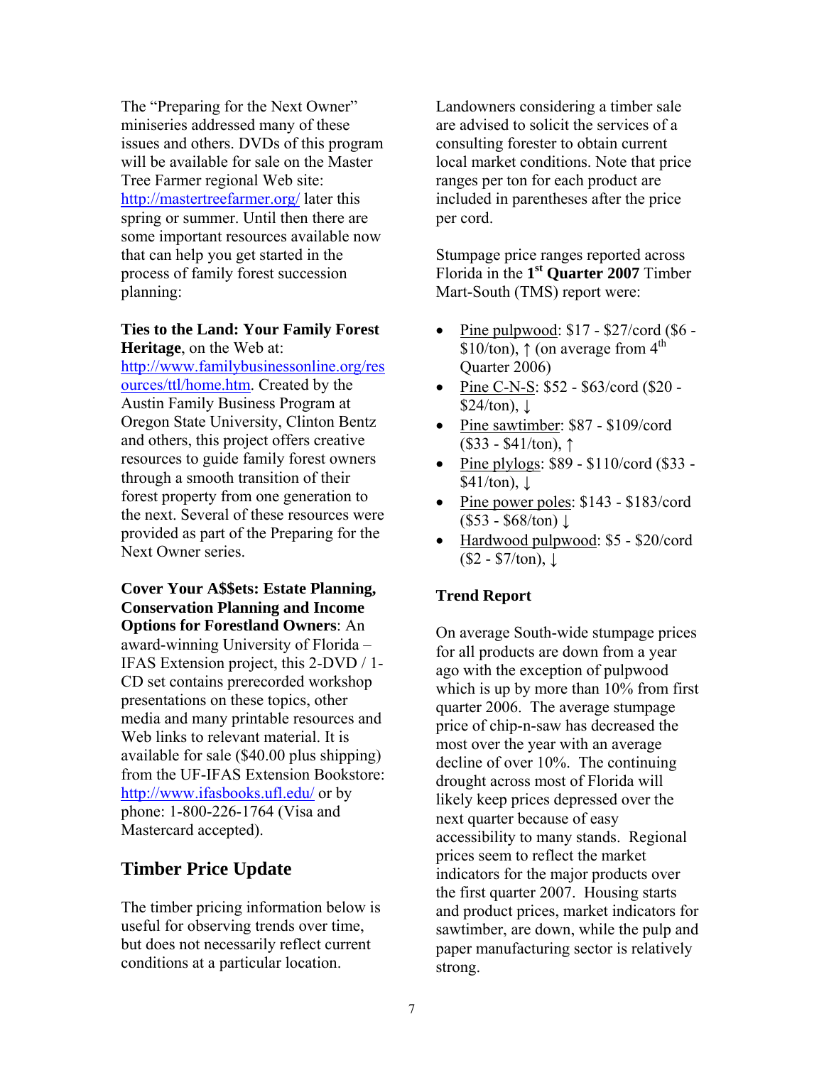The "Preparing for the Next Owner" miniseries addressed many of these issues and others. DVDs of this program will be available for sale on the Master Tree Farmer regional Web site: http://mastertreefarmer.org/ later this spring or summer. Until then there are some important resources available now that can help you get started in the process of family forest succession planning:

**Ties to the Land: Your Family Forest Heritage**, on the Web at: http://www.familybusinessonline.org/resources/ttl/home.htm. Created by the Austin Family Business Program at Oregon State University, Clinton Bentz and others, this project offers creative resources to guide family forest owners through a smooth transition of their forest property from one generation to the next. Several of these resources were provided as part of the Preparing for the Next Owner series.

**Cover Your A$$ets: Estate Planning, Conservation Planning and Income Options for Forestland Owners**: An award-winning University of Florida – IFAS Extension project, this 2-DVD / 1-CD set contains prerecorded workshop presentations on these topics, other media and many printable resources and Web links to relevant material. It is available for sale ($40.00 plus shipping) from the UF-IFAS Extension Bookstore: http://www.ifasbooks.ufl.edu/ or by phone: 1-800-226-1764 (Visa and Mastercard accepted).

## Timber Price Update

The timber pricing information below is useful for observing trends over time, but does not necessarily reflect current conditions at a particular location.

Landowners considering a timber sale are advised to solicit the services of a consulting forester to obtain current local market conditions. Note that price ranges per ton for each product are included in parentheses after the price per cord.

Stumpage price ranges reported across Florida in the **1st Quarter 2007** Timber Mart-South (TMS) report were:

- Pine pulpwood: $17 - $27/cord ($6 - $10/ton), ↑ (on average from 4th Quarter 2006)
- Pine C-N-S: $52 - $63/cord ($20 - $24/ton), ↓
- Pine sawtimber: $87 - $109/cord ($33 - $41/ton), ↑
- Pine plylogs: $89 - $110/cord ($33 - $41/ton), ↓
- Pine power poles: $143 - $183/cord ($53 - $68/ton) ↓
- Hardwood pulpwood: $5 - $20/cord ($2 - $7/ton), ↓

### Trend Report

On average South-wide stumpage prices for all products are down from a year ago with the exception of pulpwood which is up by more than 10% from first quarter 2006. The average stumpage price of chip-n-saw has decreased the most over the year with an average decline of over 10%. The continuing drought across most of Florida will likely keep prices depressed over the next quarter because of easy accessibility to many stands. Regional prices seem to reflect the market indicators for the major products over the first quarter 2007. Housing starts and product prices, market indicators for sawtimber, are down, while the pulp and paper manufacturing sector is relatively strong.